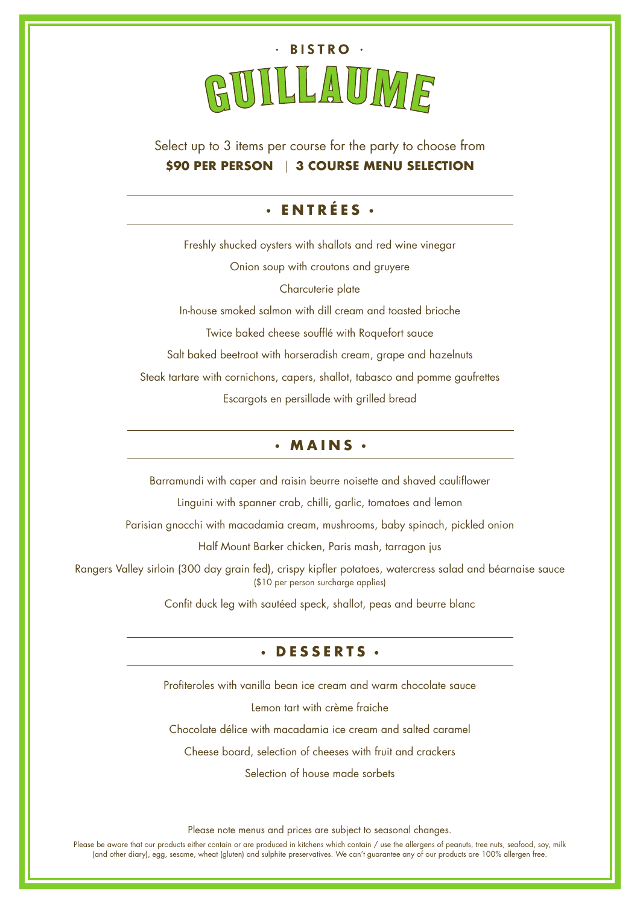· BISTRO ·

# GUILLAUME

Select up to 3 items per course for the party to choose from

**$90 PER PERSON** | **3 COURSE MENU SELECTION**

## • ENTRÉES •

Freshly shucked oysters with shallots and red wine vinegar

Onion soup with croutons and gruyere

Charcuterie plate

In-house smoked salmon with dill cream and toasted brioche

Twice baked cheese soufflé with Roquefort sauce

Salt baked beetroot with horseradish cream, grape and hazelnuts

Steak tartare with cornichons, capers, shallot, tabasco and pomme gaufrettes

Escargots en persillade with grilled bread

## • MAINS •

Barramundi with caper and raisin beurre noisette and shaved cauliflower

Linguini with spanner crab, chilli, garlic, tomatoes and lemon

Parisian gnocchi with macadamia cream, mushrooms, baby spinach, pickled onion

Half Mount Barker chicken, Paris mash, tarragon jus

Rangers Valley sirloin (300 day grain fed), crispy kipfler potatoes, watercress salad and béarnaise sauce
($10 per person surcharge applies)

Confit duck leg with sautéed speck, shallot, peas and beurre blanc

## • DESSERTS •

Profiteroles with vanilla bean ice cream and warm chocolate sauce

Lemon tart with crème fraiche

Chocolate délice with macadamia ice cream and salted caramel

Cheese board, selection of cheeses with fruit and crackers

Selection of house made sorbets

Please note menus and prices are subject to seasonal changes.

Please be aware that our products either contain or are produced in kitchens which contain / use the allergens of peanuts, tree nuts, seafood, soy, milk (and other diary), egg, sesame, wheat (gluten) and sulphite preservatives. We can't guarantee any of our products are 100% allergen free.